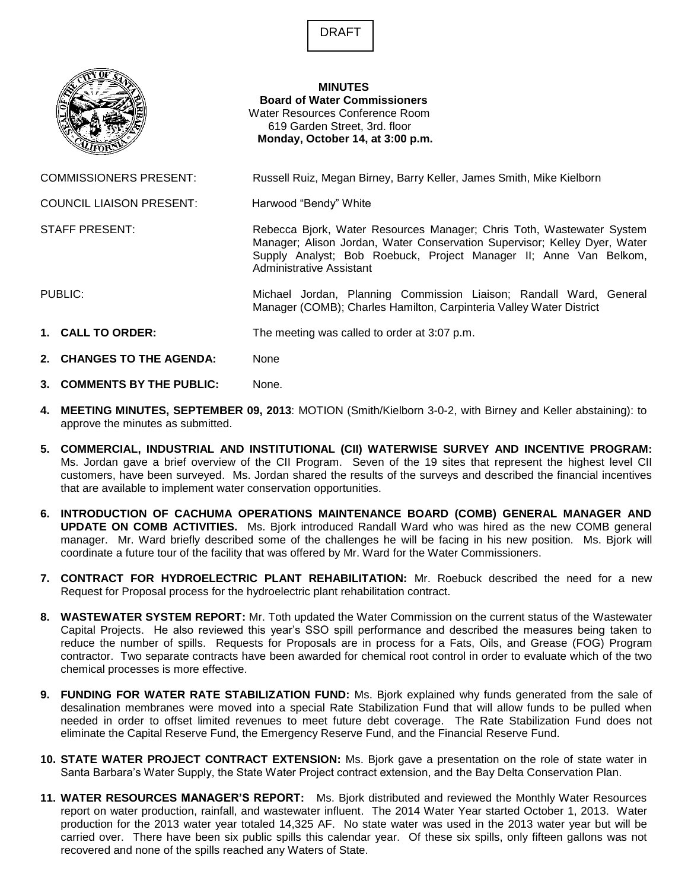DRAFT

**MINUTES**
**Board of Water Commissioners**
Water Resources Conference Room
619 Garden Street, 3rd. floor
**Monday, October 14, at 3:00 p.m.**

COMMISSIONERS PRESENT: Russell Ruiz, Megan Birney, Barry Keller, James Smith, Mike Kielborn

COUNCIL LIAISON PRESENT: Harwood "Bendy" White

STAFF PRESENT: Rebecca Bjork, Water Resources Manager; Chris Toth, Wastewater System Manager; Alison Jordan, Water Conservation Supervisor; Kelley Dyer, Water Supply Analyst; Bob Roebuck, Project Manager II; Anne Van Belkom, Administrative Assistant

PUBLIC: Michael Jordan, Planning Commission Liaison; Randall Ward, General Manager (COMB); Charles Hamilton, Carpinteria Valley Water District

1. **CALL TO ORDER:** The meeting was called to order at 3:07 p.m.

2. **CHANGES TO THE AGENDA:** None

3. **COMMENTS BY THE PUBLIC:** None.

4. **MEETING MINUTES, SEPTEMBER 09, 2013**: MOTION (Smith/Kielborn 3-0-2, with Birney and Keller abstaining): to approve the minutes as submitted.

5. **COMMERCIAL, INDUSTRIAL AND INSTITUTIONAL (CII) WATERWISE SURVEY AND INCENTIVE PROGRAM:** Ms. Jordan gave a brief overview of the CII Program. Seven of the 19 sites that represent the highest level CII customers, have been surveyed. Ms. Jordan shared the results of the surveys and described the financial incentives that are available to implement water conservation opportunities.

6. **INTRODUCTION OF CACHUMA OPERATIONS MAINTENANCE BOARD (COMB) GENERAL MANAGER AND UPDATE ON COMB ACTIVITIES.** Ms. Bjork introduced Randall Ward who was hired as the new COMB general manager. Mr. Ward briefly described some of the challenges he will be facing in his new position. Ms. Bjork will coordinate a future tour of the facility that was offered by Mr. Ward for the Water Commissioners.

7. **CONTRACT FOR HYDROELECTRIC PLANT REHABILITATION:** Mr. Roebuck described the need for a new Request for Proposal process for the hydroelectric plant rehabilitation contract.

8. **WASTEWATER SYSTEM REPORT:** Mr. Toth updated the Water Commission on the current status of the Wastewater Capital Projects. He also reviewed this year's SSO spill performance and described the measures being taken to reduce the number of spills. Requests for Proposals are in process for a Fats, Oils, and Grease (FOG) Program contractor. Two separate contracts have been awarded for chemical root control in order to evaluate which of the two chemical processes is more effective.

9. **FUNDING FOR WATER RATE STABILIZATION FUND:** Ms. Bjork explained why funds generated from the sale of desalination membranes were moved into a special Rate Stabilization Fund that will allow funds to be pulled when needed in order to offset limited revenues to meet future debt coverage. The Rate Stabilization Fund does not eliminate the Capital Reserve Fund, the Emergency Reserve Fund, and the Financial Reserve Fund.

10. **STATE WATER PROJECT CONTRACT EXTENSION:** Ms. Bjork gave a presentation on the role of state water in Santa Barbara's Water Supply, the State Water Project contract extension, and the Bay Delta Conservation Plan.

11. **WATER RESOURCES MANAGER'S REPORT:** Ms. Bjork distributed and reviewed the Monthly Water Resources report on water production, rainfall, and wastewater influent. The 2014 Water Year started October 1, 2013. Water production for the 2013 water year totaled 14,325 AF. No state water was used in the 2013 water year but will be carried over. There have been six public spills this calendar year. Of these six spills, only fifteen gallons was not recovered and none of the spills reached any Waters of State.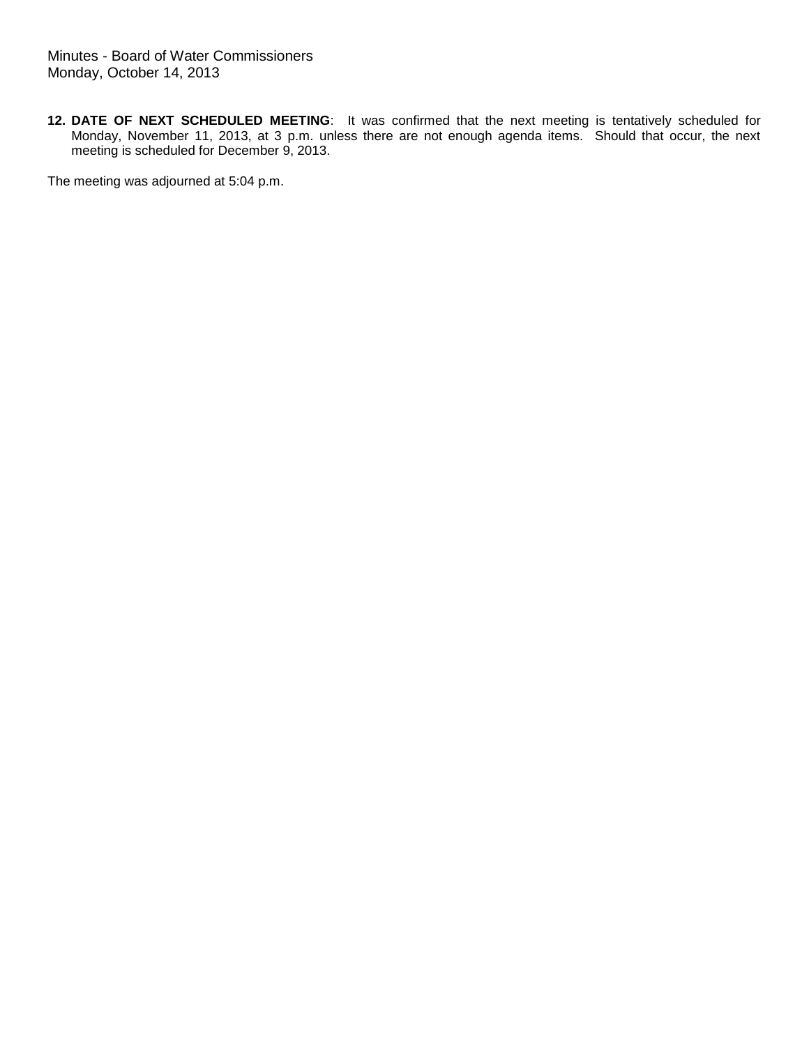12. **DATE OF NEXT SCHEDULED MEETING**: It was confirmed that the next meeting is tentatively scheduled for Monday, November 11, 2013, at 3 p.m. unless there are not enough agenda items. Should that occur, the next meeting is scheduled for December 9, 2013.

The meeting was adjourned at 5:04 p.m.